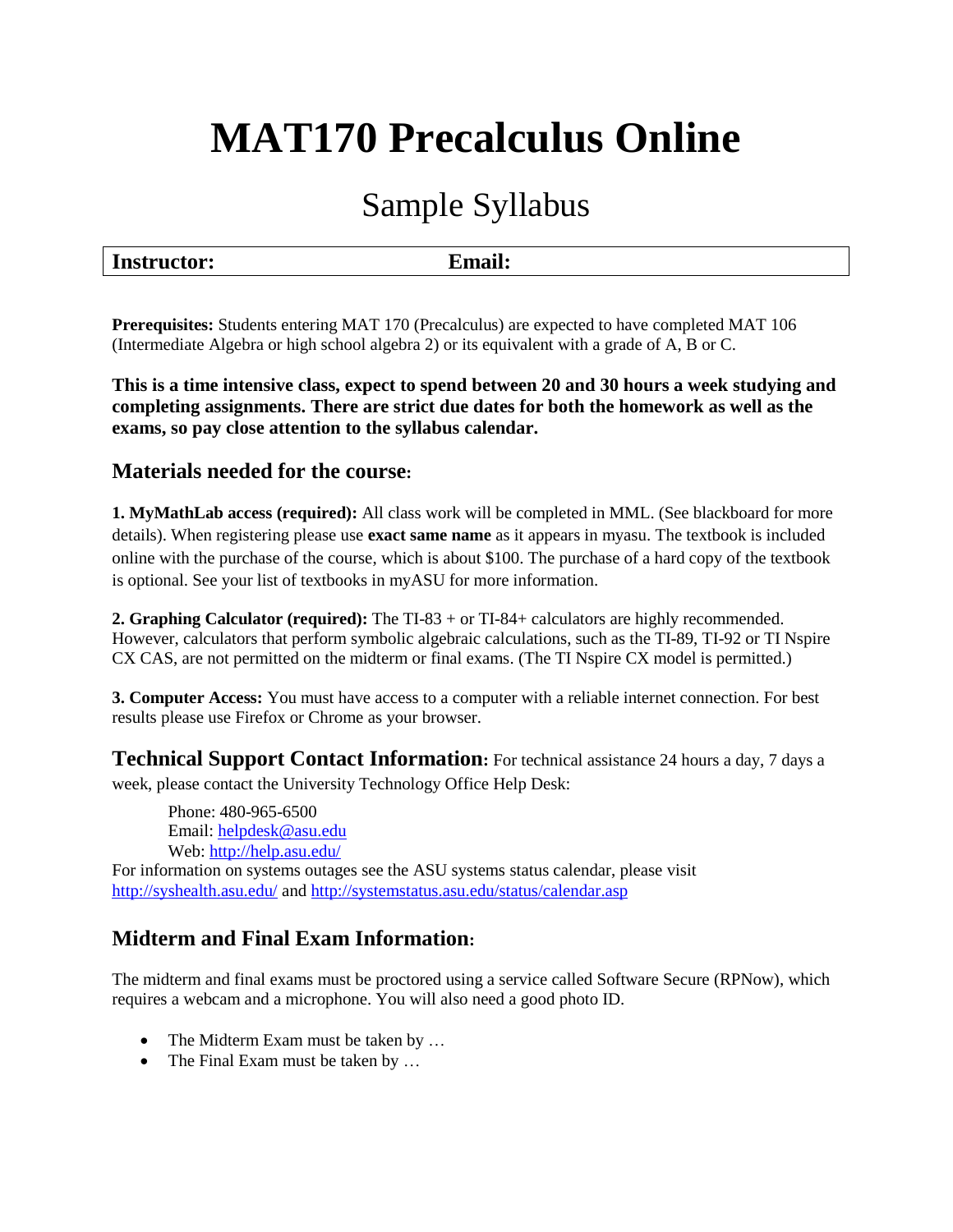# MAT170 Precalculus Online

## Sample Syllabus

| **Instructor:** | **Email:** |
| --- | --- |

**Prerequisites:** Students entering MAT 170 (Precalculus) are expected to have completed MAT 106 (Intermediate Algebra or high school algebra 2) or its equivalent with a grade of A, B or C.

**This is a time intensive class, expect to spend between 20 and 30 hours a week studying and completing assignments. There are strict due dates for both the homework as well as the exams, so pay close attention to the syllabus calendar.**

### Materials needed for the course:

**1. MyMathLab access (required):** All class work will be completed in MML. (See blackboard for more details). When registering please use **exact same name** as it appears in myasu. The textbook is included online with the purchase of the course, which is about $100. The purchase of a hard copy of the textbook is optional. See your list of textbooks in myASU for more information.

**2. Graphing Calculator (required):** The TI-83 + or TI-84+ calculators are highly recommended. However, calculators that perform symbolic algebraic calculations, such as the TI-89, TI-92 or TI Nspire CX CAS, are not permitted on the midterm or final exams. (The TI Nspire CX model is permitted.)

**3. Computer Access:** You must have access to a computer with a reliable internet connection. For best results please use Firefox or Chrome as your browser.

**Technical Support Contact Information:** For technical assistance 24 hours a day, 7 days a week, please contact the University Technology Office Help Desk:

Phone: 480-965-6500
Email: helpdesk@asu.edu
Web: http://help.asu.edu/

For information on systems outages see the ASU systems status calendar, please visit http://syshealth.asu.edu/ and http://systemstatus.asu.edu/status/calendar.asp

### Midterm and Final Exam Information:

The midterm and final exams must be proctored using a service called Software Secure (RPNow), which requires a webcam and a microphone. You will also need a good photo ID.

- The Midterm Exam must be taken by …
- The Final Exam must be taken by …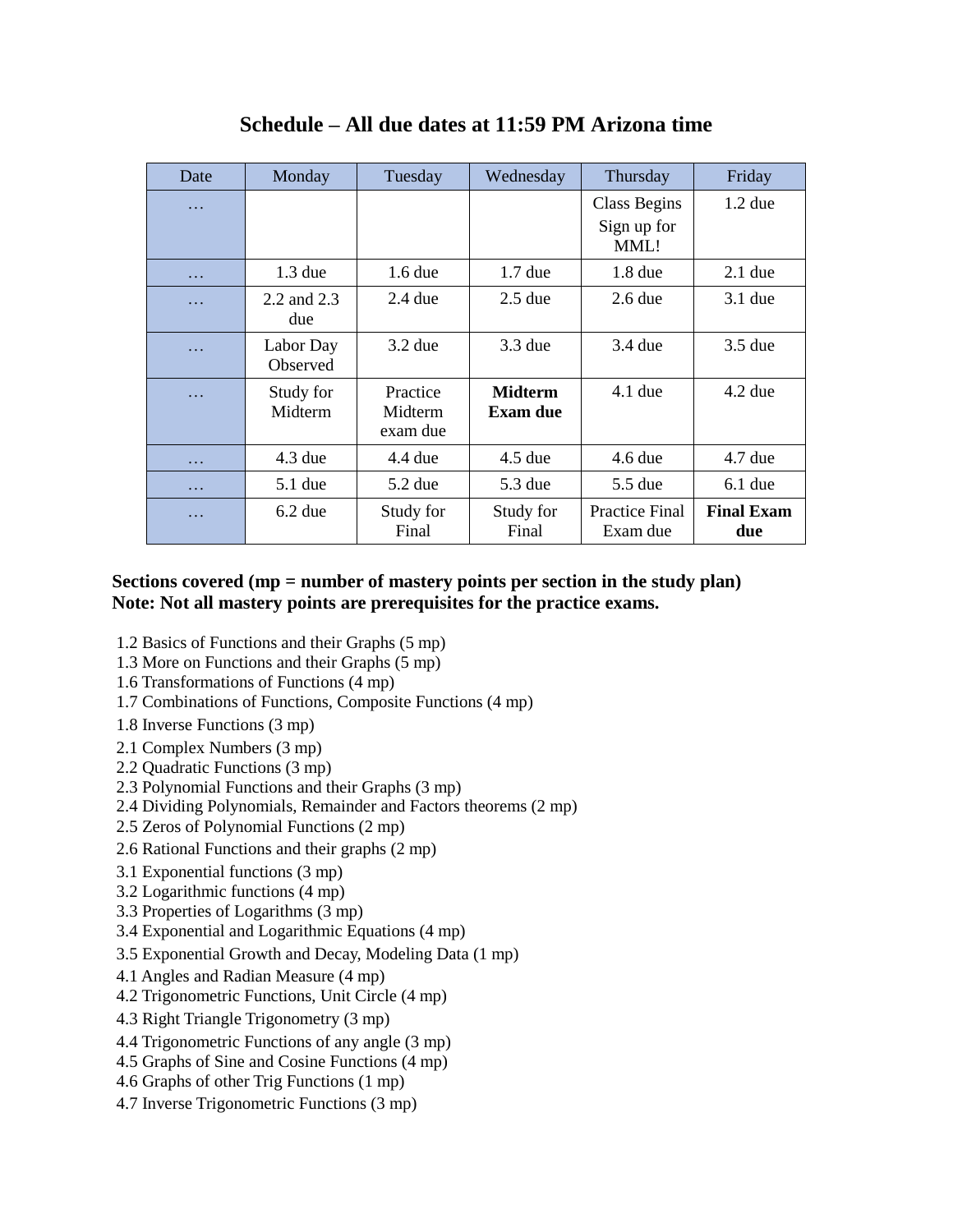## Schedule – All due dates at 11:59 PM Arizona time

| Date | Monday | Tuesday | Wednesday | Thursday | Friday |
|---|---|---|---|---|---|
| … | | | | Class Begins Sign up for MML! | 1.2 due |
| … | 1.3 due | 1.6 due | 1.7 due | 1.8 due | 2.1 due |
| … | 2.2 and 2.3 due | 2.4 due | 2.5 due | 2.6 due | 3.1 due |
| … | Labor Day Observed | 3.2 due | 3.3 due | 3.4 due | 3.5 due |
| … | Study for Midterm | Practice Midterm exam due | **Midterm Exam due** | 4.1 due | 4.2 due |
| … | 4.3 due | 4.4 due | 4.5 due | 4.6 due | 4.7 due |
| … | 5.1 due | 5.2 due | 5.3 due | 5.5 due | 6.1 due |
| … | 6.2 due | Study for Final | Study for Final | Practice Final Exam due | **Final Exam due** |

**Sections covered (mp = number of mastery points per section in the study plan)**
**Note: Not all mastery points are prerequisites for the practice exams.**

1.2 Basics of Functions and their Graphs (5 mp)
1.3 More on Functions and their Graphs (5 mp)
1.6 Transformations of Functions (4 mp)
1.7 Combinations of Functions, Composite Functions (4 mp)
1.8 Inverse Functions (3 mp)
2.1 Complex Numbers (3 mp)
2.2 Quadratic Functions (3 mp)
2.3 Polynomial Functions and their Graphs (3 mp)
2.4 Dividing Polynomials, Remainder and Factors theorems (2 mp)
2.5 Zeros of Polynomial Functions (2 mp)
2.6 Rational Functions and their graphs (2 mp)
3.1 Exponential functions (3 mp)
3.2 Logarithmic functions (4 mp)
3.3 Properties of Logarithms (3 mp)
3.4 Exponential and Logarithmic Equations (4 mp)
3.5 Exponential Growth and Decay, Modeling Data (1 mp)
4.1 Angles and Radian Measure (4 mp)
4.2 Trigonometric Functions, Unit Circle (4 mp)
4.3 Right Triangle Trigonometry (3 mp)
4.4 Trigonometric Functions of any angle (3 mp)
4.5 Graphs of Sine and Cosine Functions (4 mp)
4.6 Graphs of other Trig Functions (1 mp)
4.7 Inverse Trigonometric Functions (3 mp)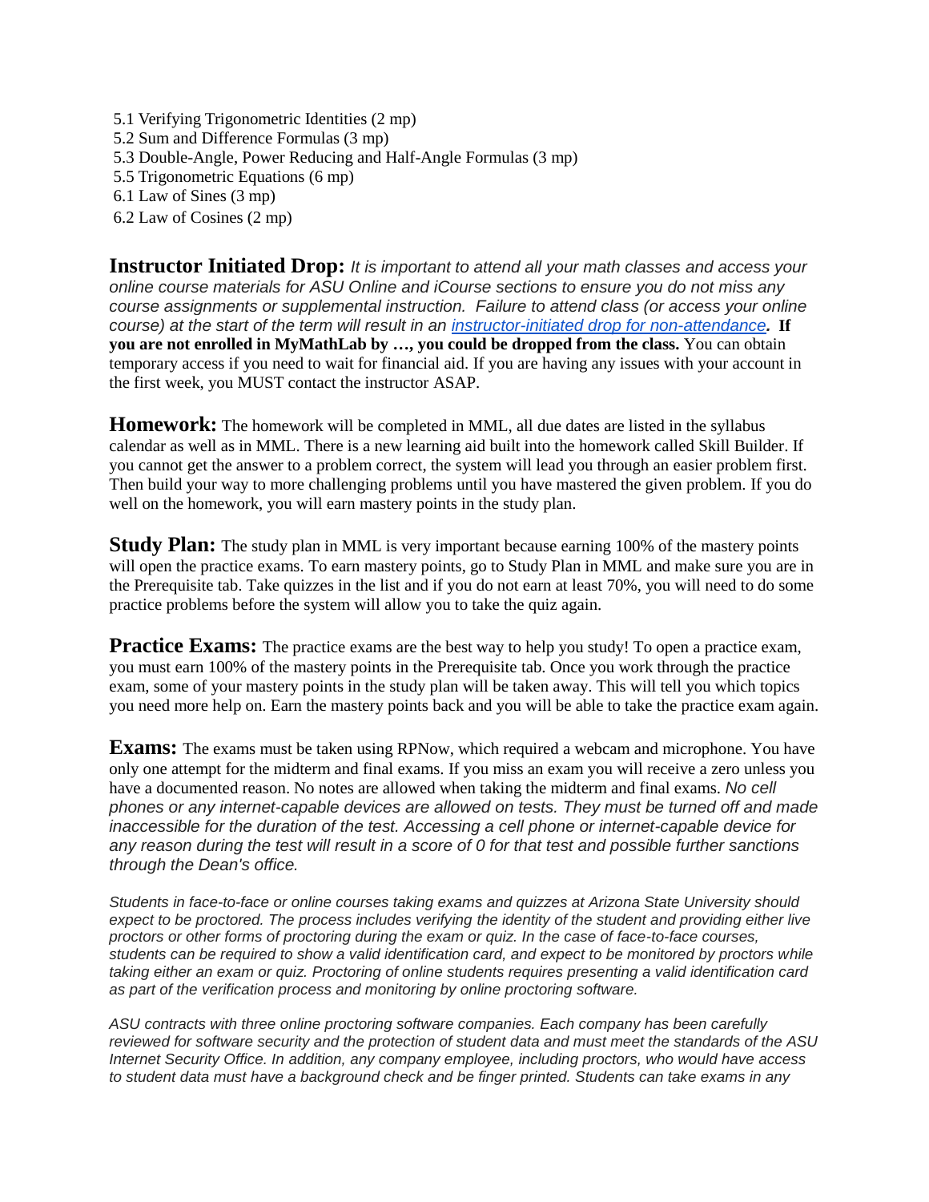- 5.1 Verifying Trigonometric Identities (2 mp)
- 5.2 Sum and Difference Formulas (3 mp)
- 5.3 Double-Angle, Power Reducing and Half-Angle Formulas (3 mp)
- 5.5 Trigonometric Equations (6 mp)
- 6.1 Law of Sines (3 mp)
- 6.2 Law of Cosines (2 mp)

**Instructor Initiated Drop:** *It is important to attend all your math classes and access your online course materials for ASU Online and iCourse sections to ensure you do not miss any course assignments or supplemental instruction. Failure to attend class (or access your online course) at the start of the term will result in an [instructor-initiated drop for non-attendance](instructor-initiated drop for non-attendance).* **If you are not enrolled in MyMathLab by …, you could be dropped from the class.** You can obtain temporary access if you need to wait for financial aid. If you are having any issues with your account in the first week, you MUST contact the instructor ASAP.

**Homework:** The homework will be completed in MML, all due dates are listed in the syllabus calendar as well as in MML. There is a new learning aid built into the homework called Skill Builder. If you cannot get the answer to a problem correct, the system will lead you through an easier problem first. Then build your way to more challenging problems until you have mastered the given problem. If you do well on the homework, you will earn mastery points in the study plan.

**Study Plan:** The study plan in MML is very important because earning 100% of the mastery points will open the practice exams. To earn mastery points, go to Study Plan in MML and make sure you are in the Prerequisite tab. Take quizzes in the list and if you do not earn at least 70%, you will need to do some practice problems before the system will allow you to take the quiz again.

**Practice Exams:** The practice exams are the best way to help you study! To open a practice exam, you must earn 100% of the mastery points in the Prerequisite tab. Once you work through the practice exam, some of your mastery points in the study plan will be taken away. This will tell you which topics you need more help on. Earn the mastery points back and you will be able to take the practice exam again.

**Exams:** The exams must be taken using RPNow, which required a webcam and microphone. You have only one attempt for the midterm and final exams. If you miss an exam you will receive a zero unless you have a documented reason. No notes are allowed when taking the midterm and final exams. *No cell phones or any internet-capable devices are allowed on tests. They must be turned off and made inaccessible for the duration of the test. Accessing a cell phone or internet-capable device for any reason during the test will result in a score of 0 for that test and possible further sanctions through the Dean's office.*

*Students in face-to-face or online courses taking exams and quizzes at Arizona State University should expect to be proctored. The process includes verifying the identity of the student and providing either live proctors or other forms of proctoring during the exam or quiz. In the case of face-to-face courses, students can be required to show a valid identification card, and expect to be monitored by proctors while taking either an exam or quiz. Proctoring of online students requires presenting a valid identification card as part of the verification process and monitoring by online proctoring software.*

*ASU contracts with three online proctoring software companies. Each company has been carefully reviewed for software security and the protection of student data and must meet the standards of the ASU Internet Security Office. In addition, any company employee, including proctors, who would have access to student data must have a background check and be finger printed. Students can take exams in any*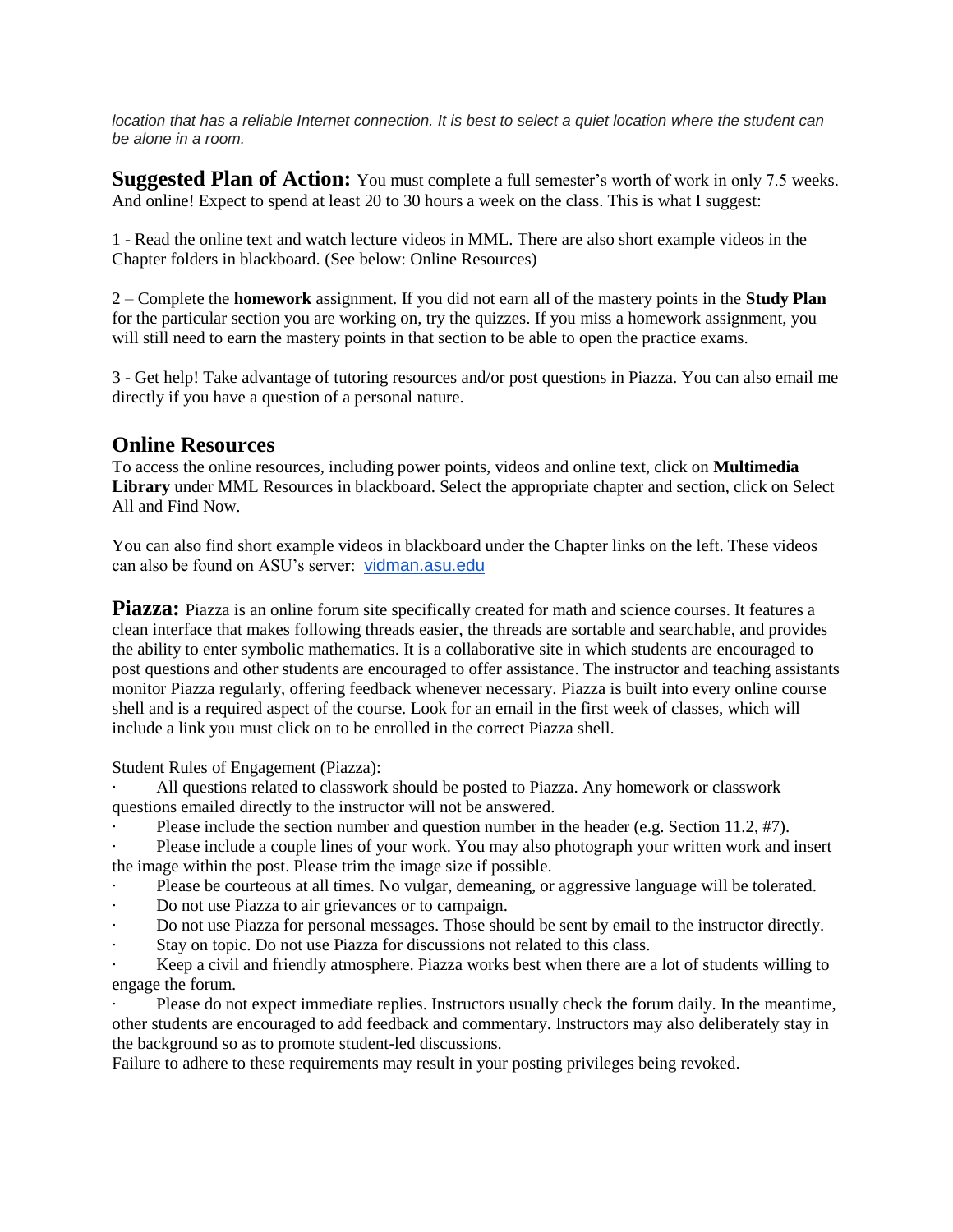*location that has a reliable Internet connection. It is best to select a quiet location where the student can be alone in a room.*

**Suggested Plan of Action:** You must complete a full semester's worth of work in only 7.5 weeks. And online! Expect to spend at least 20 to 30 hours a week on the class. This is what I suggest:

1 - Read the online text and watch lecture videos in MML. There are also short example videos in the Chapter folders in blackboard. (See below: Online Resources)

2 – Complete the **homework** assignment. If you did not earn all of the mastery points in the **Study Plan** for the particular section you are working on, try the quizzes. If you miss a homework assignment, you will still need to earn the mastery points in that section to be able to open the practice exams.

3 - Get help! Take advantage of tutoring resources and/or post questions in Piazza. You can also email me directly if you have a question of a personal nature.

## Online Resources

To access the online resources, including power points, videos and online text, click on **Multimedia Library** under MML Resources in blackboard. Select the appropriate chapter and section, click on Select All and Find Now.

You can also find short example videos in blackboard under the Chapter links on the left. These videos can also be found on ASU's server: vidman.asu.edu

**Piazza:** Piazza is an online forum site specifically created for math and science courses. It features a clean interface that makes following threads easier, the threads are sortable and searchable, and provides the ability to enter symbolic mathematics. It is a collaborative site in which students are encouraged to post questions and other students are encouraged to offer assistance. The instructor and teaching assistants monitor Piazza regularly, offering feedback whenever necessary. Piazza is built into every online course shell and is a required aspect of the course. Look for an email in the first week of classes, which will include a link you must click on to be enrolled in the correct Piazza shell.

Student Rules of Engagement (Piazza):

- All questions related to classwork should be posted to Piazza. Any homework or classwork questions emailed directly to the instructor will not be answered.
- Please include the section number and question number in the header (e.g. Section 11.2, #7).
- Please include a couple lines of your work. You may also photograph your written work and insert the image within the post. Please trim the image size if possible.
- Please be courteous at all times. No vulgar, demeaning, or aggressive language will be tolerated.
- Do not use Piazza to air grievances or to campaign.
- Do not use Piazza for personal messages. Those should be sent by email to the instructor directly.
- Stay on topic. Do not use Piazza for discussions not related to this class.
- Keep a civil and friendly atmosphere. Piazza works best when there are a lot of students willing to engage the forum.
- Please do not expect immediate replies. Instructors usually check the forum daily. In the meantime, other students are encouraged to add feedback and commentary. Instructors may also deliberately stay in the background so as to promote student-led discussions.

Failure to adhere to these requirements may result in your posting privileges being revoked.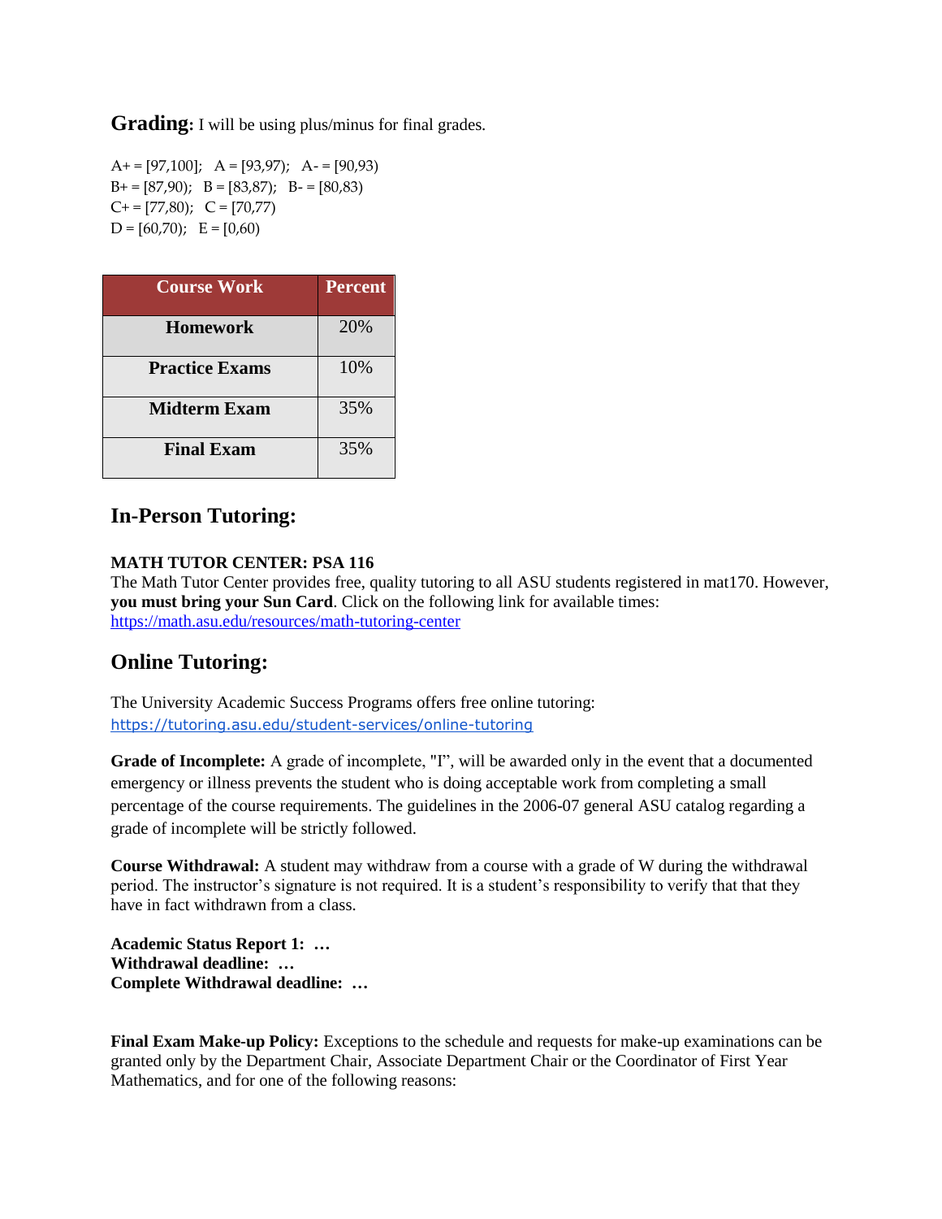**Grading:** I will be using plus/minus for final grades.

A+ = [97,100]; A = [93,97); A- = [90,93)
B+ = [87,90); B = [83,87); B- = [80,83)
C+ = [77,80); C = [70,77)
D = [60,70); E = [0,60)

| Course Work | Percent |
|---|---|
| **Homework** | 20% |
| **Practice Exams** | 10% |
| **Midterm Exam** | 35% |
| **Final Exam** | 35% |

## In-Person Tutoring:

**MATH TUTOR CENTER: PSA 116**
The Math Tutor Center provides free, quality tutoring to all ASU students registered in mat170. However, **you must bring your Sun Card**. Click on the following link for available times:
https://math.asu.edu/resources/math-tutoring-center

## Online Tutoring:

The University Academic Success Programs offers free online tutoring:
https://tutoring.asu.edu/student-services/online-tutoring

**Grade of Incomplete:** A grade of incomplete, "I", will be awarded only in the event that a documented emergency or illness prevents the student who is doing acceptable work from completing a small percentage of the course requirements. The guidelines in the 2006-07 general ASU catalog regarding a grade of incomplete will be strictly followed.

**Course Withdrawal:** A student may withdraw from a course with a grade of W during the withdrawal period. The instructor's signature is not required. It is a student's responsibility to verify that that they have in fact withdrawn from a class.

**Academic Status Report 1: …**
**Withdrawal deadline: …**
**Complete Withdrawal deadline: …**

**Final Exam Make-up Policy:** Exceptions to the schedule and requests for make-up examinations can be granted only by the Department Chair, Associate Department Chair or the Coordinator of First Year Mathematics, and for one of the following reasons: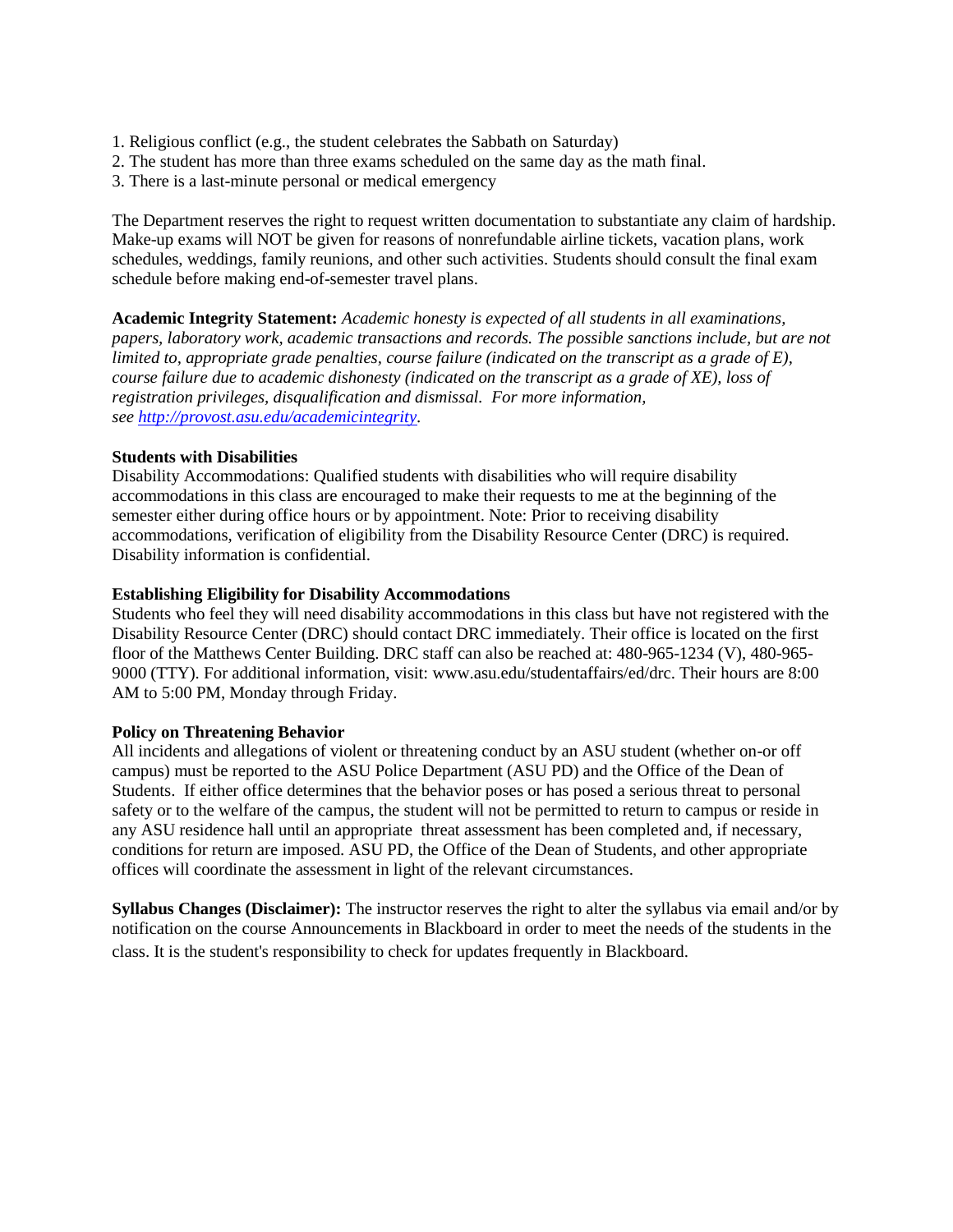1. Religious conflict (e.g., the student celebrates the Sabbath on Saturday)
2. The student has more than three exams scheduled on the same day as the math final.
3. There is a last-minute personal or medical emergency

The Department reserves the right to request written documentation to substantiate any claim of hardship. Make-up exams will NOT be given for reasons of nonrefundable airline tickets, vacation plans, work schedules, weddings, family reunions, and other such activities. Students should consult the final exam schedule before making end-of-semester travel plans.

**Academic Integrity Statement:** *Academic honesty is expected of all students in all examinations, papers, laboratory work, academic transactions and records. The possible sanctions include, but are not limited to, appropriate grade penalties, course failure (indicated on the transcript as a grade of E), course failure due to academic dishonesty (indicated on the transcript as a grade of XE), loss of registration privileges, disqualification and dismissal. For more information, see [http://provost.asu.edu/academicintegrity](http://provost.asu.edu/academicintegrity).*

**Students with Disabilities**

Disability Accommodations: Qualified students with disabilities who will require disability accommodations in this class are encouraged to make their requests to me at the beginning of the semester either during office hours or by appointment. Note: Prior to receiving disability accommodations, verification of eligibility from the Disability Resource Center (DRC) is required. Disability information is confidential.

**Establishing Eligibility for Disability Accommodations**

Students who feel they will need disability accommodations in this class but have not registered with the Disability Resource Center (DRC) should contact DRC immediately. Their office is located on the first floor of the Matthews Center Building. DRC staff can also be reached at: 480-965-1234 (V), 480-965-9000 (TTY). For additional information, visit: www.asu.edu/studentaffairs/ed/drc. Their hours are 8:00 AM to 5:00 PM, Monday through Friday.

**Policy on Threatening Behavior**

All incidents and allegations of violent or threatening conduct by an ASU student (whether on-or off campus) must be reported to the ASU Police Department (ASU PD) and the Office of the Dean of Students. If either office determines that the behavior poses or has posed a serious threat to personal safety or to the welfare of the campus, the student will not be permitted to return to campus or reside in any ASU residence hall until an appropriate threat assessment has been completed and, if necessary, conditions for return are imposed. ASU PD, the Office of the Dean of Students, and other appropriate offices will coordinate the assessment in light of the relevant circumstances.

**Syllabus Changes (Disclaimer):** The instructor reserves the right to alter the syllabus via email and/or by notification on the course Announcements in Blackboard in order to meet the needs of the students in the class. It is the student's responsibility to check for updates frequently in Blackboard.